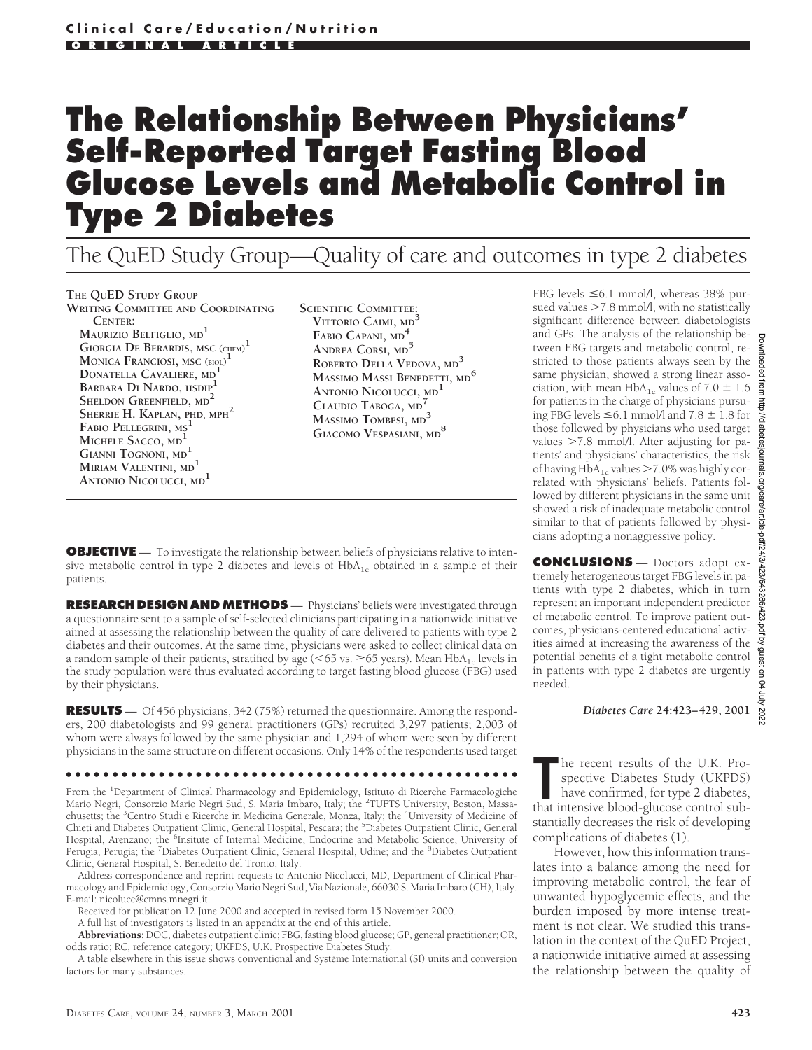Clinical Care/Education/Nutrition

ORIGINAL ARTICLE

# The Relationship Between Physicians' Self-Reported Target Fasting Blood Glucose Levels and Metabolic Control in Type 2 Diabetes

## The QuED Study Group—Quality of care and outcomes in type 2 diabetes

THE QUED STUDY GROUP
WRITING COMMITTEE AND COORDINATING CENTER:
MAURIZIO BELFIGLIO, MD[1]
GIORGIA DE BERARDIS, MSC (CHEM)[1]
MONICA FRANCIOSI, MSC (BIOL)[1]
DONATELLA CAVALIERE, MD[1]
BARBARA DI NARDO, HSDIP[1]
SHELDON GREENFIELD, MD[2]
SHERRIE H. KAPLAN, PHD, MPH[2]
FABIO PELLEGRINI, MS[1]
MICHELE SACCO, MD[1]
GIANNI TOGNONI, MD[1]
MIRIAM VALENTINI, MD[1]
ANTONIO NICOLUCCI, MD[1]

SCIENTIFIC COMMITTEE:
VITTORIO CAIMI, MD[3]
FABIO CAPANI, MD[4]
ANDREA CORSI, MD[5]
ROBERTO DELLA VEDOVA, MD[3]
MASSIMO MASSI BENEDETTI, MD[6]
ANTONIO NICOLUCCI, MD[1]
CLAUDIO TABOGA, MD[7]
MASSIMO TOMBESI, MD[3]
GIACOMO VESPASIANI, MD[8]

**OBJECTIVE** — To investigate the relationship between beliefs of physicians relative to intensive metabolic control in type 2 diabetes and levels of $HbA_{1c}$ obtained in a sample of their patients.

**RESEARCH DESIGN AND METHODS** — Physicians' beliefs were investigated through a questionnaire sent to a sample of self-selected clinicians participating in a nationwide initiative aimed at assessing the relationship between the quality of care delivered to patients with type 2 diabetes and their outcomes. At the same time, physicians were asked to collect clinical data on a random sample of their patients, stratified by age (<65 vs. ≥65 years). Mean $HbA_{1c}$ levels in the study population were thus evaluated according to target fasting blood glucose (FBG) used by their physicians.

**RESULTS** — Of 456 physicians, 342 (75%) returned the questionnaire. Among the responders, 200 diabetologists and 99 general practitioners (GPs) recruited 3,297 patients; 2,003 of whom were always followed by the same physician and 1,294 of whom were seen by different physicians in the same structure on different occasions. Only 14% of the respondents used target FBG levels ≤6.1 mmol/l, whereas 38% pursued values >7.8 mmol/l, with no statistically significant difference between diabetologists and GPs. The analysis of the relationship between FBG targets and metabolic control, restricted to those patients always seen by the same physician, showed a strong linear association, with mean $HbA_{1c}$ values of 7.0 ± 1.6 for patients in the charge of physicians pursuing FBG levels ≤6.1 mmol/l and 7.8 ± 1.8 for those followed by physicians who used target values >7.8 mmol/l. After adjusting for patients' and physicians' characteristics, the risk of having $HbA_{1c}$ values >7.0% was highly correlated with physicians' beliefs. Patients followed by different physicians in the same unit showed a risk of inadequate metabolic control similar to that of patients followed by physicians adopting a nonaggressive policy.

**CONCLUSIONS** — Doctors adopt extremely heterogeneous target FBG levels in patients with type 2 diabetes, which in turn represent an important independent predictor of metabolic control. To improve patient outcomes, physicians-centered educational activities aimed at increasing the awareness of the potential benefits of a tight metabolic control in patients with type 2 diabetes are urgently needed.

*Diabetes Care* **24:**423–429, 2001

---

From the [1]Department of Clinical Pharmacology and Epidemiology, Istituto di Ricerche Farmacologiche Mario Negri, Consorzio Mario Negri Sud, S. Maria Imbaro, Italy; the [2]TUFTS University, Boston, Massachusetts; the [3]Centro Studi e Ricerche in Medicina Generale, Monza, Italy; the [4]University of Medicine of Chieti and Diabetes Outpatient Clinic, General Hospital, Pescara; the [5]Diabetes Outpatient Clinic, General Hospital, Arenzano; the [6]Insitute of Internal Medicine, Endocrine and Metabolic Science, University of Perugia, Perugia; the [7]Diabetes Outpatient Clinic, General Hospital, Udine; and the [8]Diabetes Outpatient Clinic, General Hospital, S. Benedetto del Tronto, Italy.

Address correspondence and reprint requests to Antonio Nicolucci, MD, Department of Clinical Pharmacology and Epidemiology, Consorzio Mario Negri Sud, Via Nazionale, 66030 S. Maria Imbaro (CH), Italy. E-mail: nicolucc@cmns.mnegri.it.

Received for publication 12 June 2000 and accepted in revised form 15 November 2000.

A full list of investigators is listed in an appendix at the end of this article.

**Abbreviations:** DOC, diabetes outpatient clinic; FBG, fasting blood glucose; GP, general practitioner; OR, odds ratio; RC, reference category; UKPDS, U.K. Prospective Diabetes Study.

A table elsewhere in this issue shows conventional and Système International (SI) units and conversion factors for many substances.

---

The recent results of the U.K. Prospective Diabetes Study (UKPDS) have confirmed, for type 2 diabetes, that intensive blood-glucose control substantially decreases the risk of developing complications of diabetes (1).

However, how this information translates into a balance among the need for improving metabolic control, the fear of unwanted hypoglycemic effects, and the burden imposed by more intense treatment is not clear. We studied this translation in the context of the QuED Project, a nationwide initiative aimed at assessing the relationship between the quality of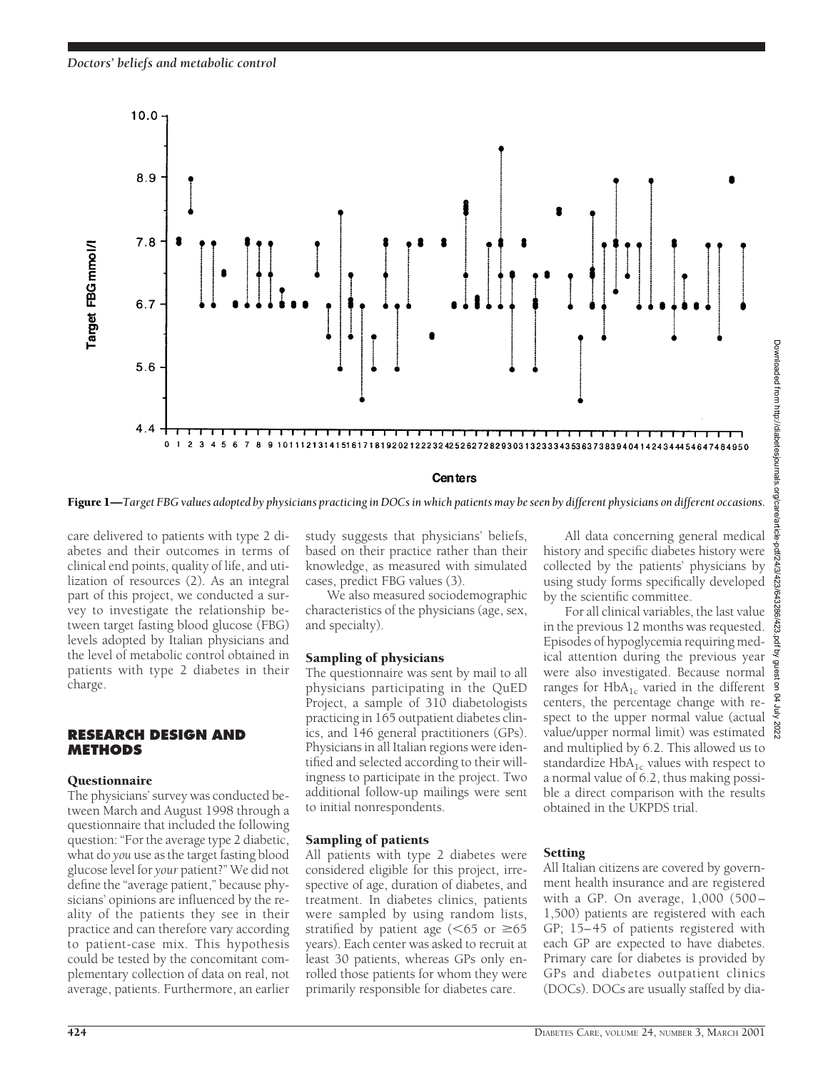**Figure 1**—*Target FBG values adopted by physicians practicing in DOCs in which patients may be seen by different physicians on different occasions.*

care delivered to patients with type 2 diabetes and their outcomes in terms of clinical end points, quality of life, and utilization of resources (2). As an integral part of this project, we conducted a survey to investigate the relationship between target fasting blood glucose (FBG) levels adopted by Italian physicians and the level of metabolic control obtained in patients with type 2 diabetes in their charge.

## RESEARCH DESIGN AND METHODS

### Questionnaire

The physicians' survey was conducted between March and August 1998 through a questionnaire that included the following question: "For the average type 2 diabetic, what do *you* use as the target fasting blood glucose level for *your* patient?" We did not define the "average patient," because physicians' opinions are influenced by the reality of the patients they see in their practice and can therefore vary according to patient-case mix. This hypothesis could be tested by the concomitant complementary collection of data on real, not average, patients. Furthermore, an earlier study suggests that physicians' beliefs, based on their practice rather than their knowledge, as measured with simulated cases, predict FBG values (3).

We also measured sociodemographic characteristics of the physicians (age, sex, and specialty).

### Sampling of physicians

The questionnaire was sent by mail to all physicians participating in the QuED Project, a sample of 310 diabetologists practicing in 165 outpatient diabetes clinics, and 146 general practitioners (GPs). Physicians in all Italian regions were identified and selected according to their willingness to participate in the project. Two additional follow-up mailings were sent to initial nonrespondents.

### Sampling of patients

All patients with type 2 diabetes were considered eligible for this project, irrespective of age, duration of diabetes, and treatment. In diabetes clinics, patients were sampled by using random lists, stratified by patient age (<65 or ≥65 years). Each center was asked to recruit at least 30 patients, whereas GPs only enrolled those patients for whom they were primarily responsible for diabetes care.

All data concerning general medical history and specific diabetes history were collected by the patients' physicians by using study forms specifically developed by the scientific committee.

For all clinical variables, the last value in the previous 12 months was requested. Episodes of hypoglycemia requiring medical attention during the previous year were also investigated. Because normal ranges for $HbA_{1c}$ varied in the different centers, the percentage change with respect to the upper normal value (actual value/upper normal limit) was estimated and multiplied by 6.2. This allowed us to standardize $HbA_{1c}$ values with respect to a normal value of 6.2, thus making possible a direct comparison with the results obtained in the UKPDS trial.

### Setting

All Italian citizens are covered by government health insurance and are registered with a GP. On average, 1,000 (500–1,500) patients are registered with each GP; 15–45 of patients registered with each GP are expected to have diabetes. Primary care for diabetes is provided by GPs and diabetes outpatient clinics (DOCs). DOCs are usually staffed by dia-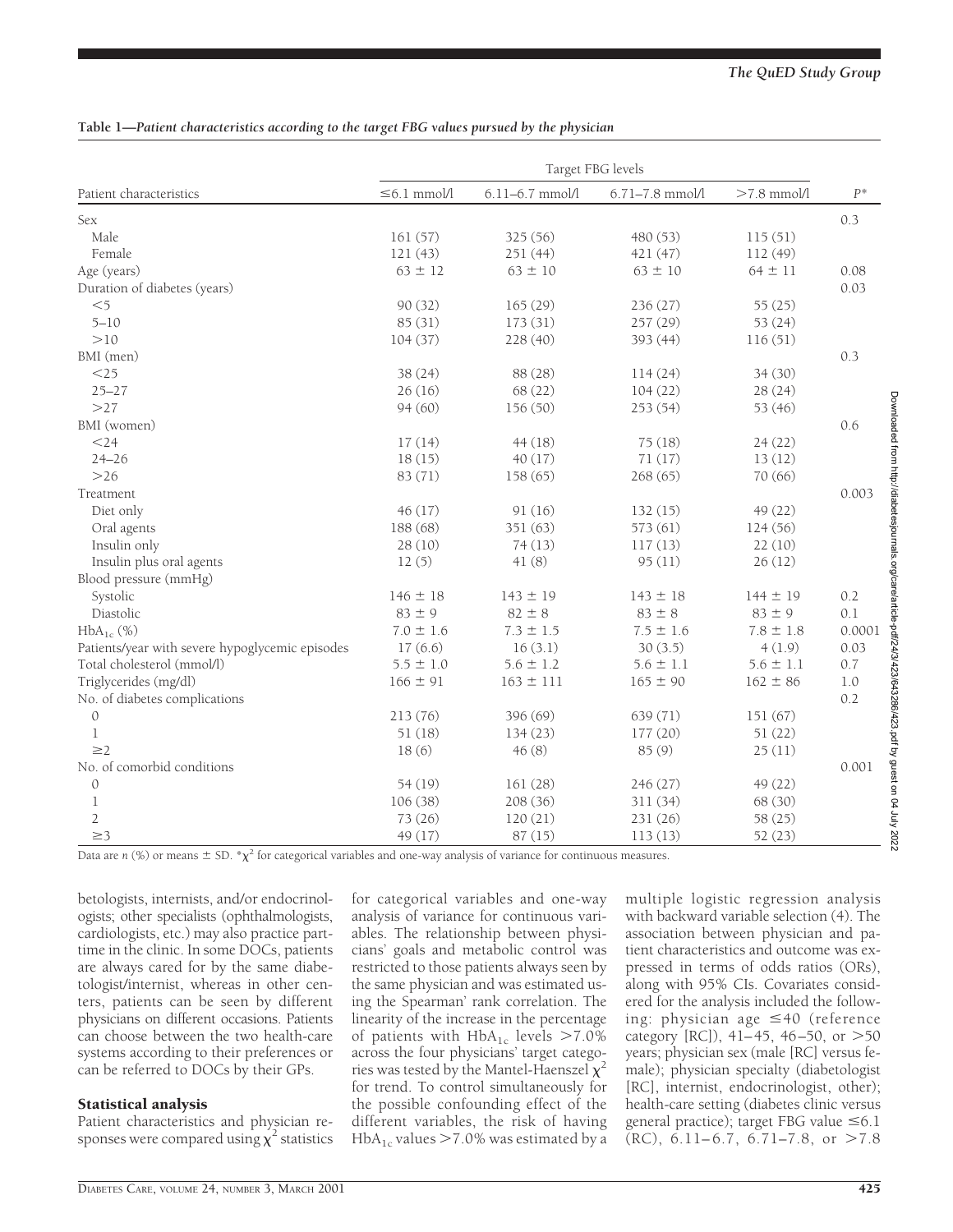**Table 1—Patient characteristics according to the target FBG values pursued by the physician**

| Patient characteristics | Target FBG levels | | | | $P$* |
|---|---|---|---|---|---|
| | ≤6.1 mmol/l | 6.11–6.7 mmol/l | 6.71–7.8 mmol/l | >7.8 mmol/l | |
| Sex | | | | | 0.3 |
| Male | 161 (57) | 325 (56) | 480 (53) | 115 (51) | |
| Female | 121 (43) | 251 (44) | 421 (47) | 112 (49) | |
| Age (years) | 63 ± 12 | 63 ± 10 | 63 ± 10 | 64 ± 11 | 0.08 |
| Duration of diabetes (years) | | | | | 0.03 |
| <5 | 90 (32) | 165 (29) | 236 (27) | 55 (25) | |
| 5–10 | 85 (31) | 173 (31) | 257 (29) | 53 (24) | |
| >10 | 104 (37) | 228 (40) | 393 (44) | 116 (51) | |
| BMI (men) | | | | | 0.3 |
| <25 | 38 (24) | 88 (28) | 114 (24) | 34 (30) | |
| 25–27 | 26 (16) | 68 (22) | 104 (22) | 28 (24) | |
| >27 | 94 (60) | 156 (50) | 253 (54) | 53 (46) | |
| BMI (women) | | | | | 0.6 |
| <24 | 17 (14) | 44 (18) | 75 (18) | 24 (22) | |
| 24–26 | 18 (15) | 40 (17) | 71 (17) | 13 (12) | |
| >26 | 83 (71) | 158 (65) | 268 (65) | 70 (66) | |
| Treatment | | | | | 0.003 |
| Diet only | 46 (17) | 91 (16) | 132 (15) | 49 (22) | |
| Oral agents | 188 (68) | 351 (63) | 573 (61) | 124 (56) | |
| Insulin only | 28 (10) | 74 (13) | 117 (13) | 22 (10) | |
| Insulin plus oral agents | 12 (5) | 41 (8) | 95 (11) | 26 (12) | |
| Blood pressure (mmHg) | | | | | |
| Systolic | 146 ± 18 | 143 ± 19 | 143 ± 18 | 144 ± 19 | 0.2 |
| Diastolic | 83 ± 9 | 82 ± 8 | 83 ± 8 | 83 ± 9 | 0.1 |
| $HbA_{1c}$ (%) | 7.0 ± 1.6 | 7.3 ± 1.5 | 7.5 ± 1.6 | 7.8 ± 1.8 | 0.0001 |
| Patients/year with severe hypoglycemic episodes | 17 (6.6) | 16 (3.1) | 30 (3.5) | 4 (1.9) | 0.03 |
| Total cholesterol (mmol/l) | 5.5 ± 1.0 | 5.6 ± 1.2 | 5.6 ± 1.1 | 5.6 ± 1.1 | 0.7 |
| Triglycerides (mg/dl) | 166 ± 91 | 163 ± 111 | 165 ± 90 | 162 ± 86 | 1.0 |
| No. of diabetes complications | | | | | 0.2 |
| 0 | 213 (76) | 396 (69) | 639 (71) | 151 (67) | |
| 1 | 51 (18) | 134 (23) | 177 (20) | 51 (22) | |
| ≥2 | 18 (6) | 46 (8) | 85 (9) | 25 (11) | |
| No. of comorbid conditions | | | | | 0.001 |
| 0 | 54 (19) | 161 (28) | 246 (27) | 49 (22) | |
| 1 | 106 (38) | 208 (36) | 311 (34) | 68 (30) | |
| 2 | 73 (26) | 120 (21) | 231 (26) | 58 (25) | |
| ≥3 | 49 (17) | 87 (15) | 113 (13) | 52 (23) | |

Data are $n$ (%) or means ± SD. *$\chi^2$ for categorical variables and one-way analysis of variance for continuous measures.

betologists, internists, and/or endocrinologists; other specialists (ophthalmologists, cardiologists, etc.) may also practice part-time in the clinic. In some DOCs, patients are always cared for by the same diabetologist/internist, whereas in other centers, patients can be seen by different physicians on different occasions. Patients can choose between the two health-care systems according to their preferences or can be referred to DOCs by their GPs.

### Statistical analysis

Patient characteristics and physician responses were compared using $\chi^2$ statistics for categorical variables and one-way analysis of variance for continuous variables. The relationship between physicians' goals and metabolic control was restricted to those patients always seen by the same physician and was estimated using the Spearman' rank correlation. The linearity of the increase in the percentage of patients with $HbA_{1c}$ levels >7.0% across the four physicians' target categories was tested by the Mantel-Haenszel $\chi^2$ for trend. To control simultaneously for the possible confounding effect of the different variables, the risk of having $HbA_{1c}$ values >7.0% was estimated by a multiple logistic regression analysis with backward variable selection (4). The association between physician and patient characteristics and outcome was expressed in terms of odds ratios (ORs), along with 95% CIs. Covariates considered for the analysis included the following: physician age ≤40 (reference category [RC]), 41–45, 46–50, or >50 years; physician sex (male [RC] versus female); physician specialty (diabetologist [RC], internist, endocrinologist, other); health-care setting (diabetes clinic versus general practice); target FBG value ≤6.1 (RC), 6.11–6.7, 6.71–7.8, or >7.8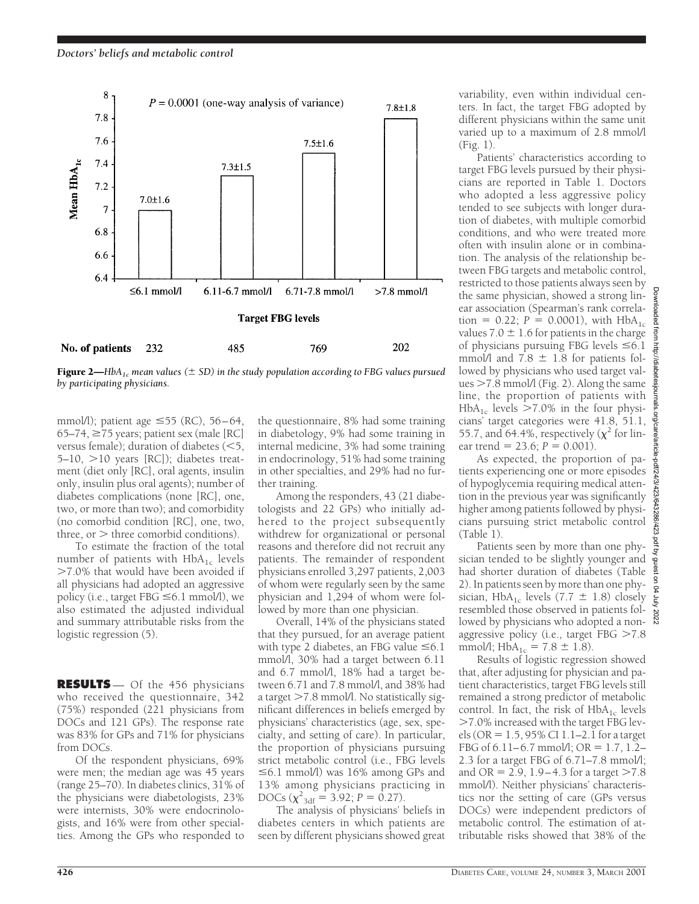| Target FBG levels | ≤6.1 mmol/l | 6.11–6.7 mmol/l | 6.71–7.8 mmol/l | >7.8 mmol/l |
|---|---|---|---|---|
| Mean $HbA_{1c}$ (± SD) | 7.0±1.6 | 7.3±1.5 | 7.5±1.6 | 7.8±1.8 |
| No. of patients | 232 | 485 | 769 | 202 |

$P = 0.0001$ (one-way analysis of variance)

**Figure 2**—*$HbA_{1c}$ mean values (± SD) in the study population according to FBG values pursued by participating physicians.*

mmol/l); patient age ≤55 (RC), 56–64, 65–74, ≥75 years; patient sex (male [RC] versus female); duration of diabetes (<5, 5–10, >10 years [RC]); diabetes treatment (diet only [RC], oral agents, insulin only, insulin plus oral agents); number of diabetes complications (none [RC], one, two, or more than two); and comorbidity (no comorbid condition [RC], one, two, three, or > three comorbid conditions).

To estimate the fraction of the total number of patients with $HbA_{1c}$ levels >7.0% that would have been avoided if all physicians had adopted an aggressive policy (i.e., target FBG ≤6.1 mmol/l), we also estimated the adjusted individual and summary attributable risks from the logistic regression (5).

## RESULTS

Of the 456 physicians who received the questionnaire, 342 (75%) responded (221 physicians from DOCs and 121 GPs). The response rate was 83% for GPs and 71% for physicians from DOCs.

Of the respondent physicians, 69% were men; the median age was 45 years (range 25–70). In diabetes clinics, 31% of the physicians were diabetologists, 23% were internists, 30% were endocrinologists, and 16% were from other specialties. Among the GPs who responded to the questionnaire, 8% had some training in diabetology, 9% had some training in internal medicine, 3% had some training in endocrinology, 51% had some training in other specialties, and 29% had no further training.

Among the responders, 43 (21 diabetologists and 22 GPs) who initially adhered to the project subsequently withdrew for organizational or personal reasons and therefore did not recruit any patients. The remainder of respondent physicians enrolled 3,297 patients, 2,003 of whom were regularly seen by the same physician and 1,294 of whom were followed by more than one physician.

Overall, 14% of the physicians stated that they pursued, for an average patient with type 2 diabetes, an FBG value ≤6.1 mmol/l, 30% had a target between 6.11 and 6.7 mmol/l, 18% had a target between 6.71 and 7.8 mmol/l, and 38% had a target >7.8 mmol/l. No statistically significant differences in beliefs emerged by physicians' characteristics (age, sex, specialty, and setting of care). In particular, the proportion of physicians pursuing strict metabolic control (i.e., FBG levels ≤6.1 mmol/l) was 16% among GPs and 13% among physicians practicing in DOCs ($\chi^2_{3df} = 3.92$; $P = 0.27$).

The analysis of physicians' beliefs in diabetes centers in which patients are seen by different physicians showed great variability, even within individual centers. In fact, the target FBG adopted by different physicians within the same unit varied up to a maximum of 2.8 mmol/l (Fig. 1).

Patients' characteristics according to target FBG levels pursued by their physicians are reported in Table 1. Doctors who adopted a less aggressive policy tended to see subjects with longer duration of diabetes, with multiple comorbid conditions, and who were treated more often with insulin alone or in combination. The analysis of the relationship between FBG targets and metabolic control, restricted to those patients always seen by the same physician, showed a strong linear association (Spearman's rank correlation = 0.22; $P = 0.0001$), with $HbA_{1c}$ values 7.0 ± 1.6 for patients in the charge of physicians pursuing FBG levels ≤6.1 mmol/l and 7.8 ± 1.8 for patients followed by physicians who used target values >7.8 mmol/l (Fig. 2). Along the same line, the proportion of patients with $HbA_{1c}$ levels >7.0% in the four physicians' target categories were 41.8, 51.1, 55.7, and 64.4%, respectively ($\chi^2$ for linear trend = 23.6; $P = 0.001$).

As expected, the proportion of patients experiencing one or more episodes of hypoglycemia requiring medical attention in the previous year was significantly higher among patients followed by physicians pursuing strict metabolic control (Table 1).

Patients seen by more than one physician tended to be slightly younger and had shorter duration of diabetes (Table 2). In patients seen by more than one physician, $HbA_{1c}$ levels (7.7 ± 1.8) closely resembled those observed in patients followed by physicians who adopted a nonaggressive policy (i.e., target FBG >7.8 mmol/l; $HbA_{1c}$ = 7.8 ± 1.8).

Results of logistic regression showed that, after adjusting for physician and patient characteristics, target FBG levels still remained a strong predictor of metabolic control. In fact, the risk of $HbA_{1c}$ levels >7.0% increased with the target FBG levels (OR = 1.5, 95% CI 1.1–2.1 for a target FBG of 6.11–6.7 mmol/l; OR = 1.7, 1.2–2.3 for a target FBG of 6.71–7.8 mmol/l; and OR = 2.9, 1.9–4.3 for a target >7.8 mmol/l). Neither physicians' characteristics nor the setting of care (GPs versus DOCs) were independent predictors of metabolic control. The estimation of attributable risks showed that 38% of the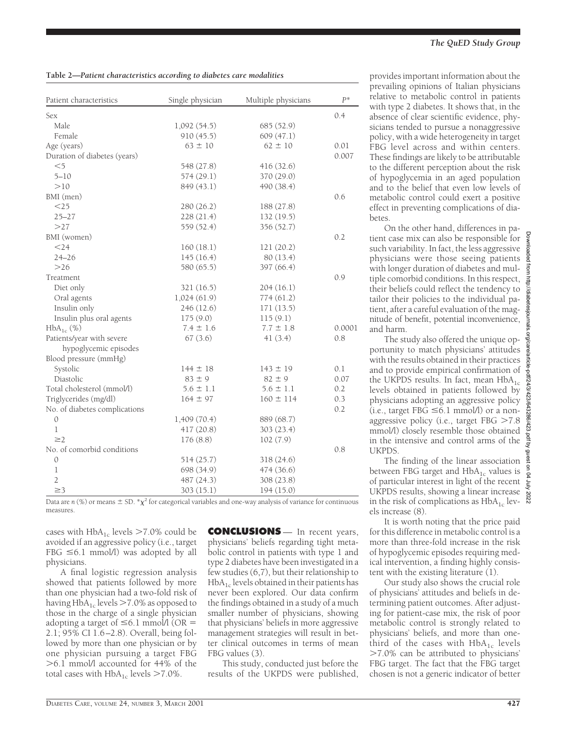**Table 2—*Patient characteristics according to diabetes care modalities***

| Patient characteristics | Single physician | Multiple physicians | $P$* |
|---|---|---|---|
| Sex | | | 0.4 |
| Male | 1,092 (54.5) | 685 (52.9) | |
| Female | 910 (45.5) | 609 (47.1) | |
| Age (years) | 63 ± 10 | 62 ± 10 | 0.01 |
| Duration of diabetes (years) | | | 0.007 |
| <5 | 548 (27.8) | 416 (32.6) | |
| 5–10 | 574 (29.1) | 370 (29.0) | |
| >10 | 849 (43.1) | 490 (38.4) | |
| BMI (men) | | | 0.6 |
| <25 | 280 (26.2) | 188 (27.8) | |
| 25–27 | 228 (21.4) | 132 (19.5) | |
| >27 | 559 (52.4) | 356 (52.7) | |
| BMI (women) | | | 0.2 |
| <24 | 160 (18.1) | 121 (20.2) | |
| 24–26 | 145 (16.4) | 80 (13.4) | |
| >26 | 580 (65.5) | 397 (66.4) | |
| Treatment | | | 0.9 |
| Diet only | 321 (16.5) | 204 (16.1) | |
| Oral agents | 1,024 (61.9) | 774 (61.2) | |
| Insulin only | 246 (12.6) | 171 (13.5) | |
| Insulin plus oral agents | 175 (9.0) | 115 (9.1) | |
| $HbA_{1c}$ (%) | 7.4 ± 1.6 | 7.7 ± 1.8 | 0.0001 |
| Patients/year with severe hypoglycemic episodes | 67 (3.6) | 41 (3.4) | 0.8 |
| Blood pressure (mmHg) | | | |
| Systolic | 144 ± 18 | 143 ± 19 | 0.1 |
| Diastolic | 83 ± 9 | 82 ± 9 | 0.07 |
| Total cholesterol (mmol/l) | 5.6 ± 1.1 | 5.6 ± 1.1 | 0.2 |
| Triglycerides (mg/dl) | 164 ± 97 | 160 ± 114 | 0.3 |
| No. of diabetes complications | | | 0.2 |
| 0 | 1,409 (70.4) | 889 (68.7) | |
| 1 | 417 (20.8) | 303 (23.4) | |
| ≥2 | 176 (8.8) | 102 (7.9) | |
| No. of comorbid conditions | | | 0.8 |
| 0 | 514 (25.7) | 318 (24.6) | |
| 1 | 698 (34.9) | 474 (36.6) | |
| 2 | 487 (24.3) | 308 (23.8) | |
| ≥3 | 303 (15.1) | 194 (15.0) | |

Data are $n$ (%) or means ± SD. *$\chi^2$ for categorical variables and one-way analysis of variance for continuous measures.

cases with $HbA_{1c}$ levels >7.0% could be avoided if an aggressive policy (i.e., target FBG ≤6.1 mmol/l) was adopted by all physicians.

A final logistic regression analysis showed that patients followed by more than one physician had a two-fold risk of having $HbA_{1c}$ levels >7.0% as opposed to those in the charge of a single physician adopting a target of ≤6.1 mmol/l (OR = 2.1; 95% CI 1.6–2.8). Overall, being followed by more than one physician or by one physician pursuing a target FBG >6.1 mmol/l accounted for 44% of the total cases with $HbA_{1c}$ levels >7.0%.

## CONCLUSIONS

In recent years, physicians' beliefs regarding tight metabolic control in patients with type 1 and type 2 diabetes have been investigated in a few studies (6,7), but their relationship to $HbA_{1c}$ levels obtained in their patients has never been explored. Our data confirm the findings obtained in a study of a much smaller number of physicians, showing that physicians' beliefs in more aggressive management strategies will result in better clinical outcomes in terms of mean FBG values (3).

This study, conducted just before the results of the UKPDS were published, provides important information about the prevailing opinions of Italian physicians relative to metabolic control in patients with type 2 diabetes. It shows that, in the absence of clear scientific evidence, physicians tended to pursue a nonaggressive policy, with a wide heterogeneity in target FBG level across and within centers. These findings are likely to be attributable to the different perception about the risk of hypoglycemia in an aged population and to the belief that even low levels of metabolic control could exert a positive effect in preventing complications of diabetes.

On the other hand, differences in patient case mix can also be responsible for such variability. In fact, the less aggressive physicians were those seeing patients with longer duration of diabetes and multiple comorbid conditions. In this respect, their beliefs could reflect the tendency to tailor their policies to the individual patient, after a careful evaluation of the magnitude of benefit, potential inconvenience, and harm.

The study also offered the unique opportunity to match physicians' attitudes with the results obtained in their practices and to provide empirical confirmation of the UKPDS results. In fact, mean $HbA_{1c}$ levels obtained in patients followed by physicians adopting an aggressive policy (i.e., target FBG ≤6.1 mmol/l) or a nonaggressive policy (i.e., target FBG >7.8 mmol/l) closely resemble those obtained in the intensive and control arms of the UKPDS.

The finding of the linear association between FBG target and $HbA_{1c}$ values is of particular interest in light of the recent UKPDS results, showing a linear increase in the risk of complications as $HbA_{1c}$ levels increase (8).

It is worth noting that the price paid for this difference in metabolic control is a more than three-fold increase in the risk of hypoglycemic episodes requiring medical intervention, a finding highly consistent with the existing literature (1).

Our study also shows the crucial role of physicians' attitudes and beliefs in determining patient outcomes. After adjusting for patient-case mix, the risk of poor metabolic control is strongly related to physicians' beliefs, and more than one-third of the cases with $HbA_{1c}$ levels >7.0% can be attributed to physicians' FBG target. The fact that the FBG target chosen is not a generic indicator of better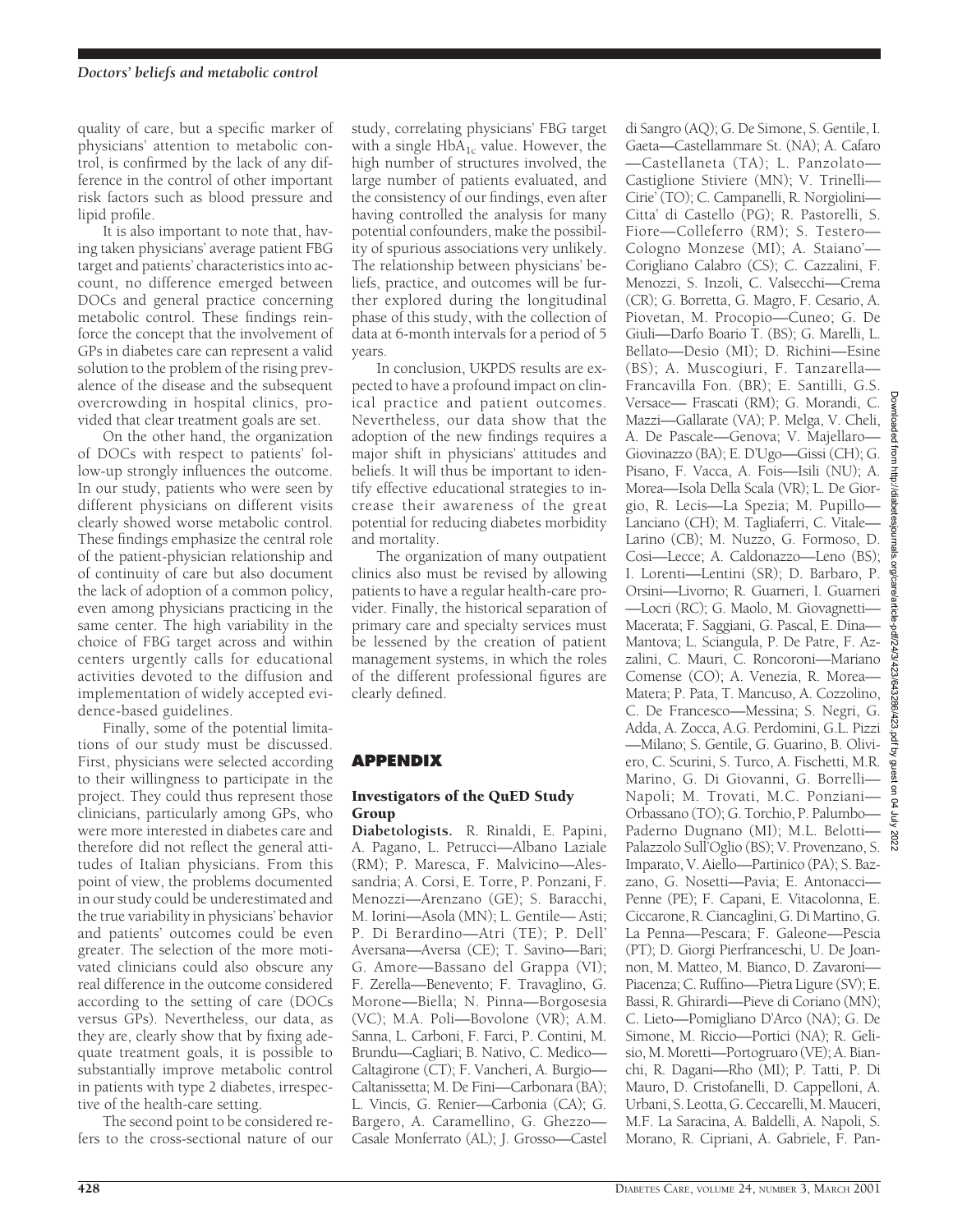quality of care, but a specific marker of physicians' attention to metabolic control, is confirmed by the lack of any difference in the control of other important risk factors such as blood pressure and lipid profile.

It is also important to note that, having taken physicians' average patient FBG target and patients' characteristics into account, no difference emerged between DOCs and general practice concerning metabolic control. These findings reinforce the concept that the involvement of GPs in diabetes care can represent a valid solution to the problem of the rising prevalence of the disease and the subsequent overcrowding in hospital clinics, provided that clear treatment goals are set.

On the other hand, the organization of DOCs with respect to patients' follow-up strongly influences the outcome. In our study, patients who were seen by different physicians on different visits clearly showed worse metabolic control. These findings emphasize the central role of the patient-physician relationship and of continuity of care but also document the lack of adoption of a common policy, even among physicians practicing in the same center. The high variability in the choice of FBG target across and within centers urgently calls for educational activities devoted to the diffusion and implementation of widely accepted evidence-based guidelines.

Finally, some of the potential limitations of our study must be discussed. First, physicians were selected according to their willingness to participate in the project. They could thus represent those clinicians, particularly among GPs, who were more interested in diabetes care and therefore did not reflect the general attitudes of Italian physicians. From this point of view, the problems documented in our study could be underestimated and the true variability in physicians' behavior and patients' outcomes could be even greater. The selection of the more motivated clinicians could also obscure any real difference in the outcome considered according to the setting of care (DOCs versus GPs). Nevertheless, our data, as they are, clearly show that by fixing adequate treatment goals, it is possible to substantially improve metabolic control in patients with type 2 diabetes, irrespective of the health-care setting.

The second point to be considered refers to the cross-sectional nature of our study, correlating physicians' FBG target with a single $HbA_{1c}$ value. However, the high number of structures involved, the large number of patients evaluated, and the consistency of our findings, even after having controlled the analysis for many potential confounders, make the possibility of spurious associations very unlikely. The relationship between physicians' beliefs, practice, and outcomes will be further explored during the longitudinal phase of this study, with the collection of data at 6-month intervals for a period of 5 years.

In conclusion, UKPDS results are expected to have a profound impact on clinical practice and patient outcomes. Nevertheless, our data show that the adoption of the new findings requires a major shift in physicians' attitudes and beliefs. It will thus be important to identify effective educational strategies to increase their awareness of the great potential for reducing diabetes morbidity and mortality.

The organization of many outpatient clinics also must be revised by allowing patients to have a regular health-care provider. Finally, the historical separation of primary care and specialty services must be lessened by the creation of patient management systems, in which the roles of the different professional figures are clearly defined.

## APPENDIX

### Investigators of the QuED Study Group

**Diabetologists.** R. Rinaldi, E. Papini, A. Pagano, L. Petrucci—Albano Laziale (RM); P. Maresca, F. Malvicino—Alessandria; A. Corsi, E. Torre, P. Ponzani, F. Menozzi—Arenzano (GE); S. Baracchi, M. Iorini—Asola (MN); L. Gentile— Asti; P. Di Berardino—Atri (TE); P. Dell' Aversana—Aversa (CE); T. Savino—Bari; G. Amore—Bassano del Grappa (VI); F. Zerella—Benevento; F. Travaglino, G. Morone—Biella; N. Pinna—Borgosesia (VC); M.A. Poli—Bovolone (VR); A.M. Sanna, L. Carboni, F. Farci, P. Contini, M. Brundu—Cagliari; B. Nativo, C. Medico—Caltagirone (CT); F. Vancheri, A. Burgio—Caltanissetta; M. De Fini—Carbonara (BA); L. Vincis, G. Renier—Carbonia (CA); G. Bargero, A. Caramellino, G. Ghezzo—Casale Monferrato (AL); J. Grosso—Castel di Sangro (AQ); G. De Simone, S. Gentile, I. Gaeta—Castellammare St. (NA); A. Cafaro—Castellaneta (TA); L. Panzolato—Castiglione Stiviere (MN); V. Trinelli—Cirie' (TO); C. Campanelli, R. Norgiolini—Citta' di Castello (PG); R. Pastorelli, S. Fiore—Colleferro (RM); S. Testero—Cologno Monzese (MI); A. Staiano'—Corigliano Calabro (CS); C. Cazzalini, F. Menozzi, S. Inzoli, C. Valsecchi—Crema (CR); G. Borretta, G. Magro, F. Cesario, A. Piovetan, M. Procopio—Cuneo; G. De Giuli—Darfo Boario T. (BS); G. Marelli, L. Bellato—Desio (MI); D. Richini—Esine (BS); A. Muscogiuri, F. Tanzarella—Francavilla Fon. (BR); E. Santilli, G.S. Versace— Frascati (RM); G. Morandi, C. Mazzi—Gallarate (VA); P. Melga, V. Cheli, A. De Pascale—Genova; V. Majellaro—Giovinazzo (BA); E. D'Ugo—Gissi (CH); G. Pisano, F. Vacca, A. Fois—Isili (NU); A. Morea—Isola Della Scala (VR); L. De Giorgio, R. Lecis—La Spezia; M. Pupillo—Lanciano (CH); M. Tagliaferri, C. Vitale—Larino (CB); M. Nuzzo, G. Formoso, D. Cosi—Lecce; A. Caldonazzo—Leno (BS); I. Lorenti—Lentini (SR); D. Barbaro, P. Orsini—Livorno; R. Guarneri, I. Guarneri—Locri (RC); G. Maolo, M. Giovagnetti—Macerata; F. Saggiani, G. Pascal, E. Dina—Mantova; L. Sciangula, P. De Patre, F. Azzalini, C. Mauri, C. Roncoroni—Mariano Comense (CO); A. Venezia, R. Morea—Matera; P. Pata, T. Mancuso, A. Cozzolino, C. De Francesco—Messina; S. Negri, G. Adda, A. Zocca, A.G. Perdomini, G.L. Pizzi—Milano; S. Gentile, G. Guarino, B. Olivieri, C. Scurini, S. Turco, A. Fischetti, M.R. Marino, G. Di Giovanni, G. Borrelli—Napoli; M. Trovati, M.C. Ponziani—Orbassano (TO); G. Torchio, P. Palumbo—Paderno Dugnano (MI); M.L. Belotti—Palazzolo Sull'Oglio (BS); V. Provenzano, S. Imparato, V. Aiello—Partinico (PA); S. Bazzano, G. Nosetti—Pavia; E. Antonacci—Penne (PE); F. Capani, E. Vitacolonna, E. Ciccarone, R. Ciancaglini, G. Di Martino, G. La Penna—Pescara; F. Galeone—Pescia (PT); D. Giorgi Pierfranceschi, U. De Joannon, M. Matteo, M. Bianco, D. Zavaroni—Piacenza; C. Ruffino—Pietra Ligure (SV); E. Bassi, R. Ghirardi—Pieve di Coriano (MN); C. Lieto—Pomigliano D'Arco (NA); G. De Simone, M. Riccio—Portici (NA); R. Gelisio, M. Moretti—Portogruaro (VE); A. Bianchi, R. Dagani—Rho (MI); P. Tatti, P. Di Mauro, D. Cristofanelli, D. Cappelloni, A. Urbani, S. Leotta, G. Ceccarelli, M. Mauceri, M.F. La Saracina, A. Baldelli, A. Napoli, S. Morano, R. Cipriani, A. Gabriele, F. Pan-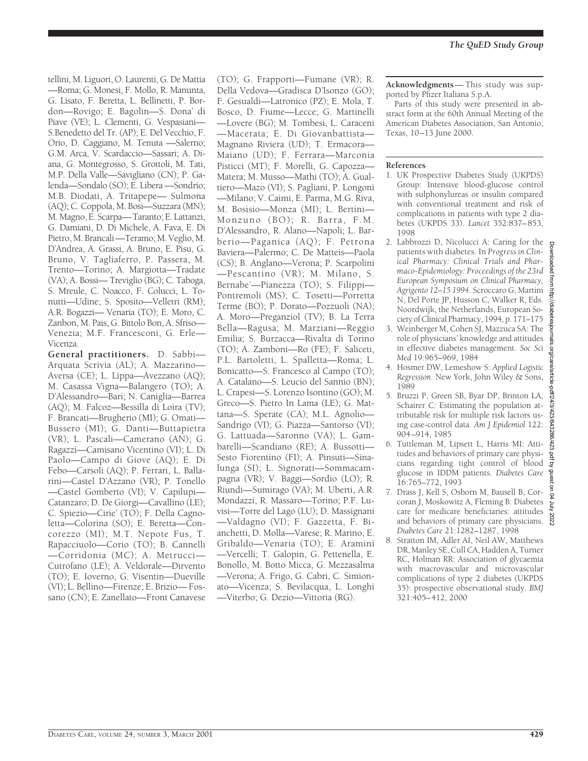tellini, M. Liguori, O. Laurenti, G. De Mattia —Roma; G. Monesi, F. Mollo, R. Manunta, G. Lisato, F. Beretta, L. Bellinetti, P. Bordon—Rovigo; E. Bagolin—S. Dona' di Piave (VE); L. Clementi, G. Vespasiani—S.Benedetto del Tr. (AP); E. Del Vecchio, F. Orio, D. Caggiano, M. Tenuta —Salerno; G.M. Arca, V. Scardaccio—Sassari; A. Diana, G. Montegrosso, S. Grottoli, M. Tati, M.P. Della Valle—Savigliano (CN); P. Galenda—Sondalo (SO); E. Libera —Sondrio; M.B. Diodati, A. Tritapepe— Sulmona (AQ); C. Coppola, M. Bosi—Suzzara (MN); M. Magno, E. Scarpa— Taranto; E. Lattanzi, G. Damiani, D. Di Michele, A. Fava, E. Di Pietro, M. Brancali —Teramo; M. Veglio, M. D'Andrea, A. Grassi, A. Bruno, E. Pisu, G. Bruno, V. Tagliaferro, P. Passera, M. Trento—Torino; A. Margiotta—Tradate (VA); A. Bossi— Treviglio (BG); C. Taboga, S. Mreule, C. Noacco, F. Colucci, L. Tonutti—Udine; S. Sposito—Velletri (RM); A.R. Bogazzi— Venaria (TO); E. Moro, C. Zanbon, M. Pais, G. Bittolo Bon, A. Sfriso—Venezia; M.F. Francesconi, G. Erle—Vicenza.

**General practitioners.** D. Sabbi—Arquata Scrivia (AL); A. Mazzarino—Aversa (CE); L. Lippa—Avezzano (AQ); M. Casassa Vigna—Balangero (TO); A. D'Alessandro—Bari; N. Caniglia—Barrea (AQ); M. Falcoz—Bessilla di Loira (TV); F. Brancati—Brugherio (MI); G. Omati—Bussero (MI); G. Danti—Buttapietra (VR); L. Pascali—Camerano (AN); G. Ragazzi—Camisano Vicentino (VI); L. Di Paolo—Campo di Giove (AQ); E. Di Febo—Carsoli (AQ); P. Ferrari, L. Ballarini—Castel D'Azzano (VR); P. Tonello —Castel Gomberto (VI); V. Capilupi—Catanzaro; D. De Giorgi—Cavallino (LE); C. Spiezio—Cirie' (TO); F. Della Cagnoletta—Colorina (SO); E. Beretta—Concorezzo (MI); M.T. Nepote Fus, T. Rapacciuolo—Corio (TO); B. Cannelli —Corridonia (MC); A. Metrucci—Cutrofano (LE); A. Veldorale—Dirvento (TO); E. Ioverno, G. Visentin—Dueville (VI); L. Bellino—Firenze; E. Brizio— Fossano (CN); E. Zanellato—Front Canavese (TO); G. Frapporti—Fumane (VR); R. Della Vedova—Gradisca D'Isonzo (GO); F. Gesualdi—Latronico (PZ); E. Mola, T. Bosco, D. Fiume—Lecce; G. Martinelli —Lovere (BG); M. Tombesi, L. Caraceni —Macerata; E. Di Giovanbattista—Magnano Riviera (UD); T. Ermacora—Maiano (UD); F. Ferrara—Marconia Pisticci (MT); F. Morelli, G. Capozza—Matera; M. Musso—Mathi (TO); A. Gualtiero—Mazo (VI); S. Pagliani, P. Longoni —Milano; V. Caimi, E. Parma, M.G. Riva, M. Bosisio—Monza (MI); L. Bertini—Monzuno (BO); R. Barra, F.M. D'Alessandro, R. Alano—Napoli; L. Barberio—Paganica (AQ); F. Petrona Baviera—Palermo; C. De Matteis—Paola (CS); B. Anglano—Verona; P. Scarpolini —Pescantino (VR); M. Milano, S. Bernabe'—Pianezza (TO); S. Filippi—Pontremoli (MS); C. Tosetti—Porretta Terme (BO); P. Dorato—Pozzuoli (NA); A. Moro—Preganziol (TV); B. La Terra Bella—Ragusa; M. Marziani—Reggio Emilia; S. Burzacca—Rivalta di Torino (TO); A. Zamboni—Ro (FE); F. Saliceti, P.L. Bartoletti, L. Spalletta—Roma; L. Bonicatto—S. Francesco al Campo (TO); A. Catalano—S. Leucio del Sannio (BN); L. Crapesi—S. Lorenzo Isontino (GO); M. Greco—S. Pietro In Lama (LE); G. Mattana—S. Sperate (CA); M.L. Agnolio—Sandrigo (VI); G. Piazza—Santorso (VI); G. Lattuada—Saronno (VA); L. Gambarelli—Scandiano (RE); A. Bussotti—Sesto Fiorentino (FI); A. Pinsuti—Sinalunga (SI); L. Signorati—Sommacampagna (VR); V. Baggi—Sordio (LO); R. Riundi—Sumirago (VA); M. Uberti, A.R. Mondazzi, R. Massaro—Torino; P.F. Luvisi—Torre del Lago (LU); D. Massignani —Valdagno (VI); F. Gazzetta, F. Bianchetti, D. Molla—Varese; R. Marino, E. Gribaldo—Venaria (TO); E. Aramini —Vercelli; T. Galopin, G. Pettenella, E. Bonollo, M. Botto Micca, G. Mezzasalma —Verona; A. Frigo, G. Cabri, C. Simionato—Vicenza; S. Bevilacqua, L. Longhi —Viterbo; G. Dezio—Vittoria (RG).

**Acknowledgments**— This study was supported by Pfizer Italiana S.p.A.

Parts of this study were presented in abstract form at the 60th Annual Meeting of the American Diabetes Association, San Antonio, Texas, 10–13 June 2000.

## References

1. UK Prospective Diabetes Study (UKPDS) Group: Intensive blood-glucose control with sulphonylureas or insulin compared with conventional treatment and risk of complications in patients with type 2 diabetes (UKPDS 33). *Lancet* 352:837–853, 1998
2. Labbrozzi D, Nicolucci A: Caring for the patients with diabetes. In *Progress in Clinical Pharmacy: Clinical Trials and Pharmaco-Epidemiology: Proceedings of the 23rd European Symposium on Clinical Pharmacy, Agrigento 12–15 1994*. Scroccaro G, Martini N, Del Porte JP, Husson C, Walker R, Eds. Noordwijk, the Netherlands, European Society of Clinical Pharmacy, 1994, p. 171–175
3. Weinberger M, Cohen SJ, Mazzuca SA: The role of physicians' knowledge and attitudes in effective diabetes management. *Soc Sci Med* 19:965–969, 1984
4. Hosmer DW, Lemeshow S: *Applied Logistic Regression*. New York, John Wiley & Sons, 1989
5. Bruzzi P, Green SB, Byar DP, Brinton LA, Schairer C: Estimating the population attributable risk for multiple risk factors using case-control data. *Am J Epidemiol* 122: 904–914, 1985
6. Tuttleman M, Lipsett L, Harris MI: Attitudes and behaviors of primary care physicians regarding tight control of blood glucose in IDDM patients. *Diabetes Care* 16:765–772, 1993
7. Drass J, Kell S, Osborn M, Bausell B, Corcoran J, Moskowitz A, Fleming B: Diabetes care for medicare beneficiaries: attitudes and behaviors of primary care physicians. *Diabetes Care* 21:1282–1287, 1998
8. Stratton IM, Adler AI, Neil AW, Matthews DR, Manley SE, Cull CA, Hadden A, Turner RC, Holman RR: Association of glycaemia with macrovascular and microvascular complications of type 2 diabetes (UKPDS 35): prospective observational study. *BMJ* 321:405–412, 2000